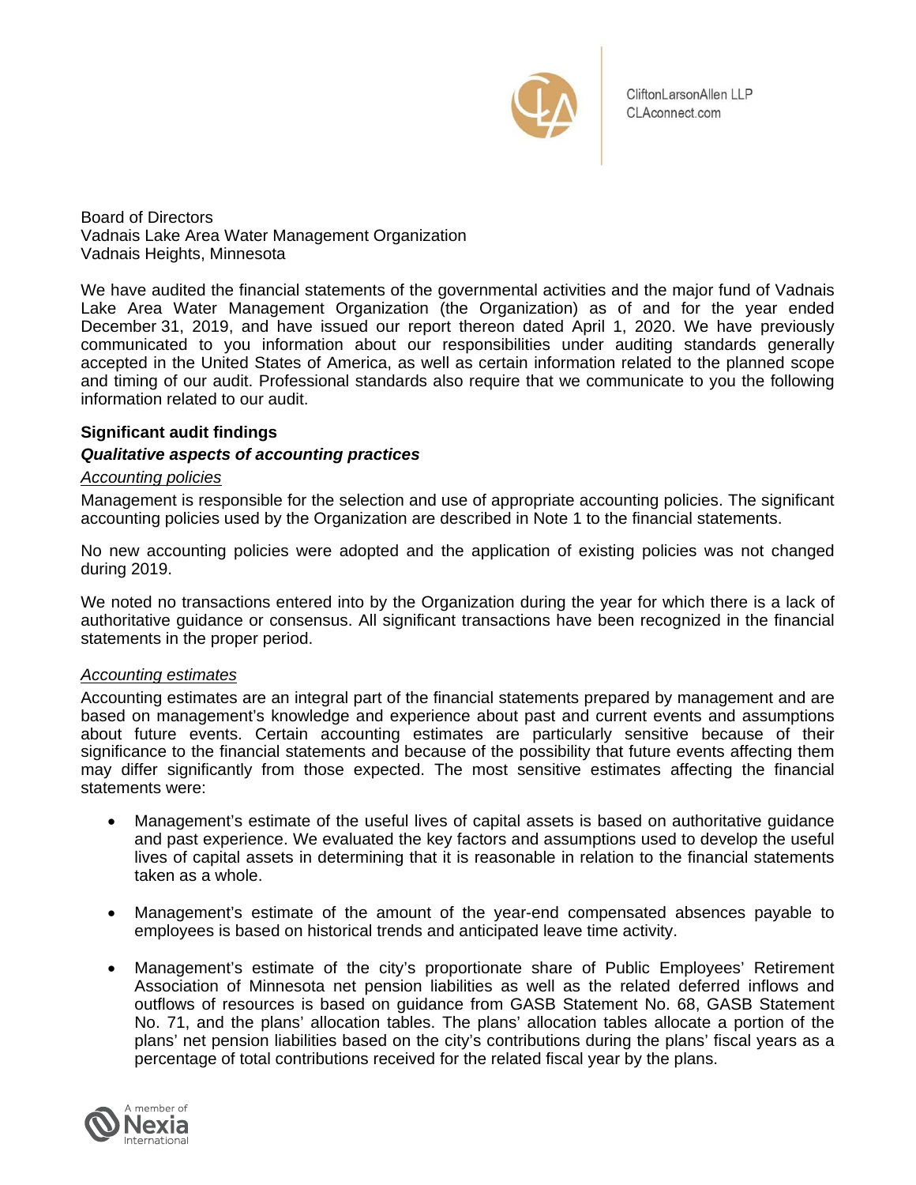CliftonLarsonAllen LLP
CLAconnect.com

Board of Directors
Vadnais Lake Area Water Management Organization
Vadnais Heights, Minnesota

We have audited the financial statements of the governmental activities and the major fund of Vadnais Lake Area Water Management Organization (the Organization) as of and for the year ended December 31, 2019, and have issued our report thereon dated April 1, 2020. We have previously communicated to you information about our responsibilities under auditing standards generally accepted in the United States of America, as well as certain information related to the planned scope and timing of our audit. Professional standards also require that we communicate to you the following information related to our audit.

## Significant audit findings

### *Qualitative aspects of accounting practices*

Accounting policies

Management is responsible for the selection and use of appropriate accounting policies. The significant accounting policies used by the Organization are described in Note 1 to the financial statements.

No new accounting policies were adopted and the application of existing policies was not changed during 2019.

We noted no transactions entered into by the Organization during the year for which there is a lack of authoritative guidance or consensus. All significant transactions have been recognized in the financial statements in the proper period.

Accounting estimates

Accounting estimates are an integral part of the financial statements prepared by management and are based on management's knowledge and experience about past and current events and assumptions about future events. Certain accounting estimates are particularly sensitive because of their significance to the financial statements and because of the possibility that future events affecting them may differ significantly from those expected. The most sensitive estimates affecting the financial statements were:

- Management's estimate of the useful lives of capital assets is based on authoritative guidance and past experience. We evaluated the key factors and assumptions used to develop the useful lives of capital assets in determining that it is reasonable in relation to the financial statements taken as a whole.

- Management's estimate of the amount of the year-end compensated absences payable to employees is based on historical trends and anticipated leave time activity.

- Management's estimate of the city's proportionate share of Public Employees' Retirement Association of Minnesota net pension liabilities as well as the related deferred inflows and outflows of resources is based on guidance from GASB Statement No. 68, GASB Statement No. 71, and the plans' allocation tables. The plans' allocation tables allocate a portion of the plans' net pension liabilities based on the city's contributions during the plans' fiscal years as a percentage of total contributions received for the related fiscal year by the plans.

A member of Nexia International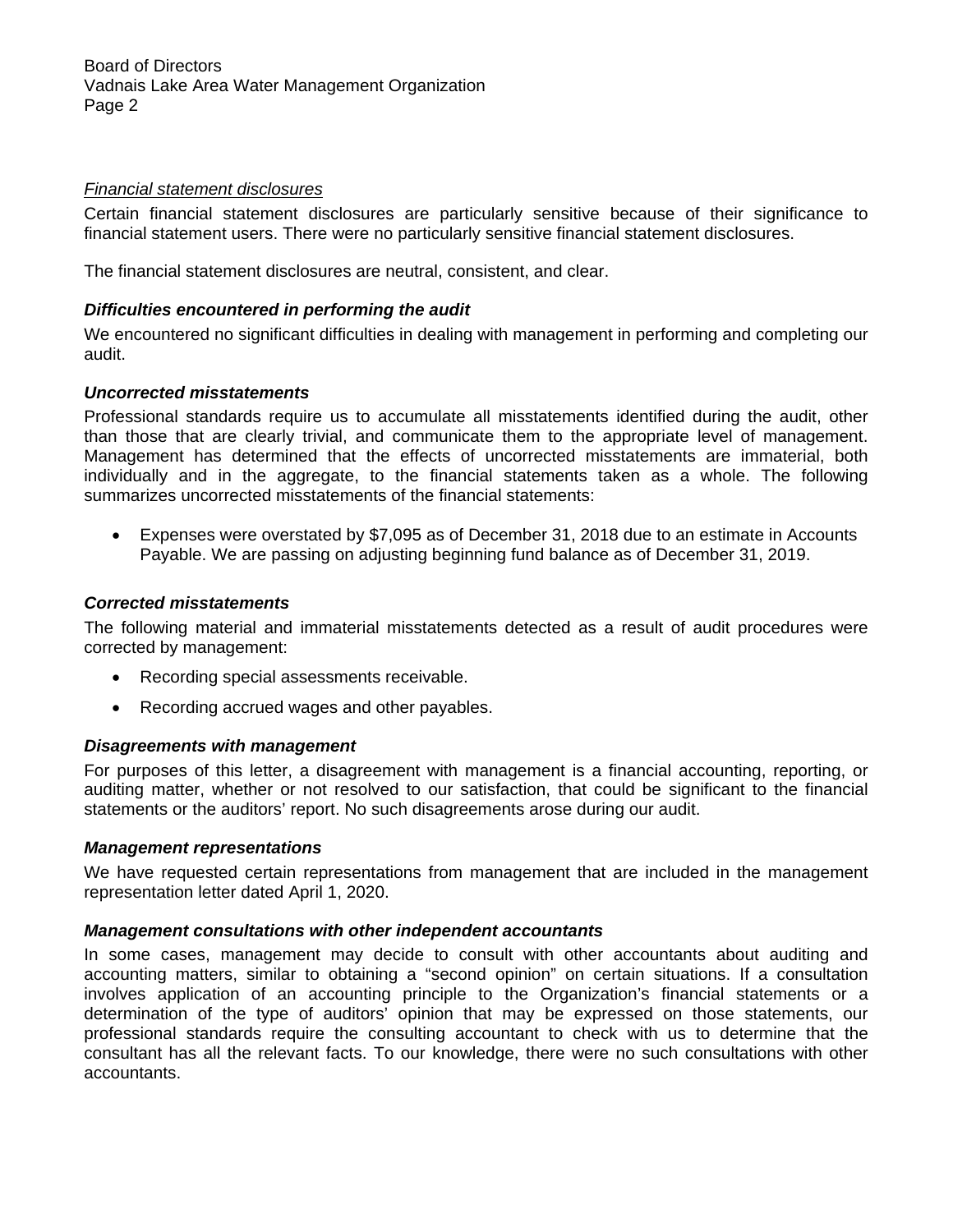*Financial statement disclosures*

Certain financial statement disclosures are particularly sensitive because of their significance to financial statement users. There were no particularly sensitive financial statement disclosures.

The financial statement disclosures are neutral, consistent, and clear.

### *Difficulties encountered in performing the audit*

We encountered no significant difficulties in dealing with management in performing and completing our audit.

### *Uncorrected misstatements*

Professional standards require us to accumulate all misstatements identified during the audit, other than those that are clearly trivial, and communicate them to the appropriate level of management. Management has determined that the effects of uncorrected misstatements are immaterial, both individually and in the aggregate, to the financial statements taken as a whole. The following summarizes uncorrected misstatements of the financial statements:

- Expenses were overstated by $7,095 as of December 31, 2018 due to an estimate in Accounts Payable. We are passing on adjusting beginning fund balance as of December 31, 2019.

### *Corrected misstatements*

The following material and immaterial misstatements detected as a result of audit procedures were corrected by management:

- Recording special assessments receivable.
- Recording accrued wages and other payables.

### *Disagreements with management*

For purposes of this letter, a disagreement with management is a financial accounting, reporting, or auditing matter, whether or not resolved to our satisfaction, that could be significant to the financial statements or the auditors' report. No such disagreements arose during our audit.

### *Management representations*

We have requested certain representations from management that are included in the management representation letter dated April 1, 2020.

### *Management consultations with other independent accountants*

In some cases, management may decide to consult with other accountants about auditing and accounting matters, similar to obtaining a "second opinion" on certain situations. If a consultation involves application of an accounting principle to the Organization's financial statements or a determination of the type of auditors' opinion that may be expressed on those statements, our professional standards require the consulting accountant to check with us to determine that the consultant has all the relevant facts. To our knowledge, there were no such consultations with other accountants.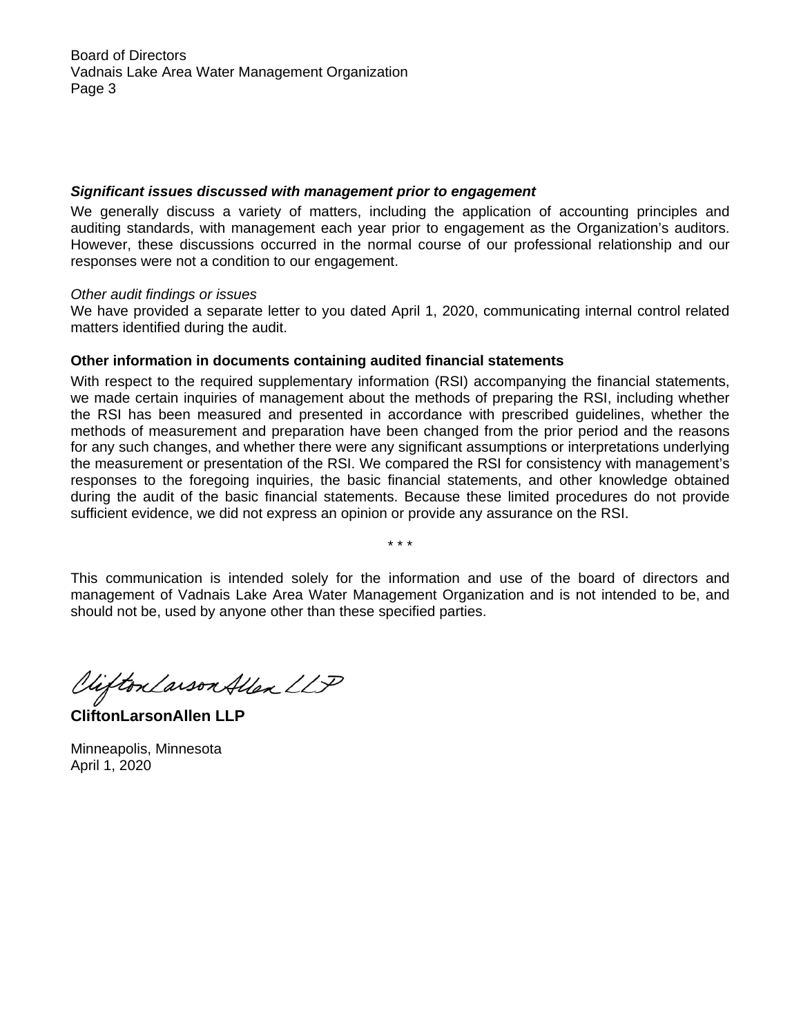Board of Directors
Vadnais Lake Area Water Management Organization
Page 3

***Significant issues discussed with management prior to engagement***

We generally discuss a variety of matters, including the application of accounting principles and auditing standards, with management each year prior to engagement as the Organization's auditors. However, these discussions occurred in the normal course of our professional relationship and our responses were not a condition to our engagement.

*Other audit findings or issues*

We have provided a separate letter to you dated April 1, 2020, communicating internal control related matters identified during the audit.

**Other information in documents containing audited financial statements**

With respect to the required supplementary information (RSI) accompanying the financial statements, we made certain inquiries of management about the methods of preparing the RSI, including whether the RSI has been measured and presented in accordance with prescribed guidelines, whether the methods of measurement and preparation have been changed from the prior period and the reasons for any such changes, and whether there were any significant assumptions or interpretations underlying the measurement or presentation of the RSI. We compared the RSI for consistency with management's responses to the foregoing inquiries, the basic financial statements, and other knowledge obtained during the audit of the basic financial statements. Because these limited procedures do not provide sufficient evidence, we did not express an opinion or provide any assurance on the RSI.

\* \* \*

This communication is intended solely for the information and use of the board of directors and management of Vadnais Lake Area Water Management Organization and is not intended to be, and should not be, used by anyone other than these specified parties.

CliftonLarsonAllen LLP

**CliftonLarsonAllen LLP**

Minneapolis, Minnesota
April 1, 2020